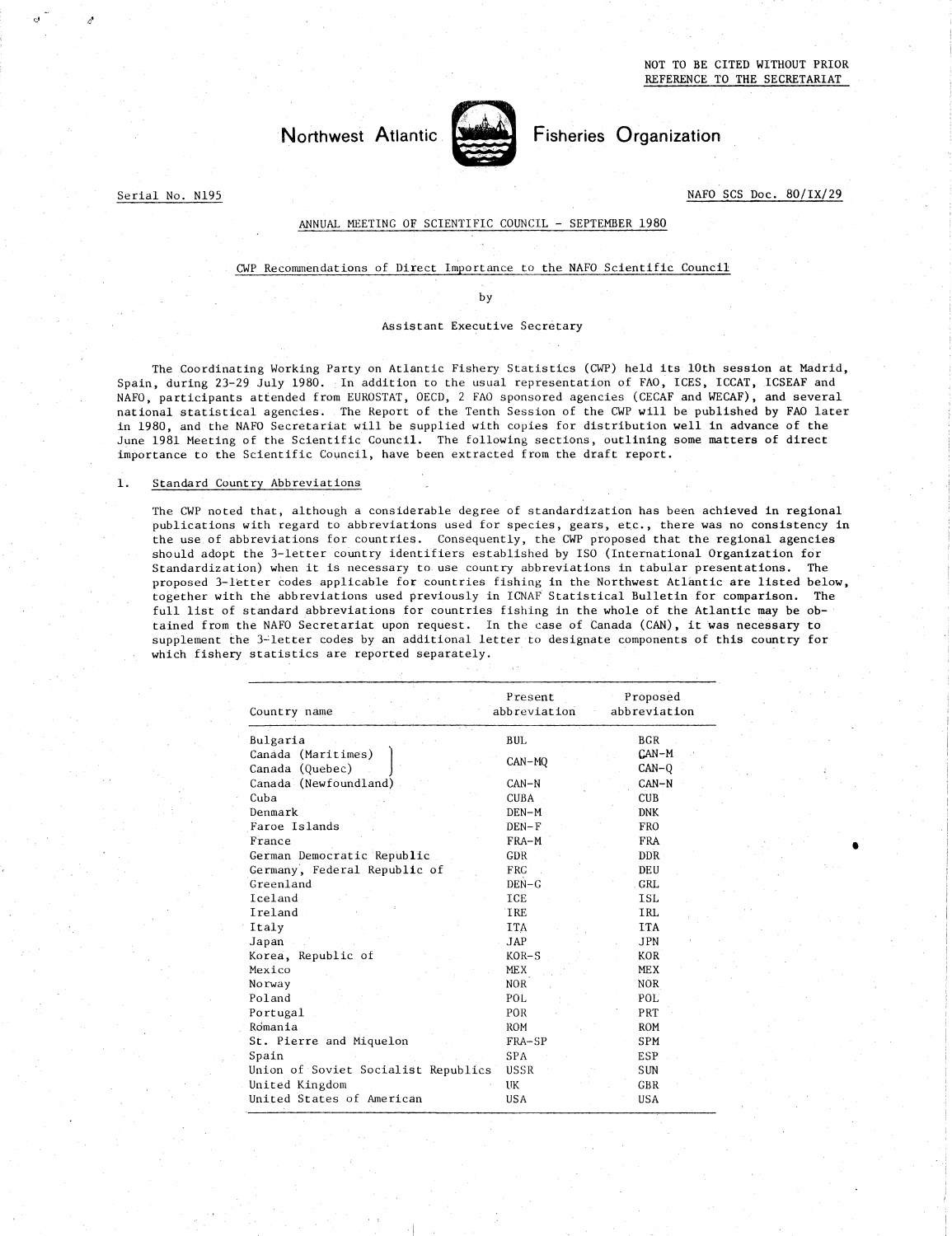NOT TO BE CITED WITHOUT PRIOR
REFERENCE TO THE SECRETARIAT

# Northwest Atlantic Fisheries Organization

Serial No. N195

NAFO SCS Doc. 80/IX/29

ANNUAL MEETING OF SCIENTIFIC COUNCIL - SEPTEMBER 1980

## CWP Recommendations of Direct Importance to the NAFO Scientific Council

by

Assistant Executive Secretary

The Coordinating Working Party on Atlantic Fishery Statistics (CWP) held its 10th session at Madrid, Spain, during 23-29 July 1980. In addition to the usual representation of FAO, ICES, ICCAT, ICSEAF and NAFO, participants attended from EUROSTAT, OECD, 2 FAO sponsored agencies (CECAF and WECAF), and several national statistical agencies. The Report of the Tenth Session of the CWP will be published by FAO later in 1980, and the NAFO Secretariat will be supplied with copies for distribution well in advance of the June 1981 Meeting of the Scientific Council. The following sections, outlining some matters of direct importance to the Scientific Council, have been extracted from the draft report.

### 1. Standard Country Abbreviations

The CWP noted that, although a considerable degree of standardization has been achieved in regional publications with regard to abbreviations used for species, gears, etc., there was no consistency in the use of abbreviations for countries. Consequently, the CWP proposed that the regional agencies should adopt the 3-letter country identifiers established by ISO (International Organization for Standardization) when it is necessary to use country abbreviations in tabular presentations. The proposed 3-letter codes applicable for countries fishing in the Northwest Atlantic are listed below, together with the abbreviations used previously in ICNAF Statistical Bulletin for comparison. The full list of standard abbreviations for countries fishing in the whole of the Atlantic may be obtained from the NAFO Secretariat upon request. In the case of Canada (CAN), it was necessary to supplement the 3-letter codes by an additional letter to designate components of this country for which fishery statistics are reported separately.

| Country name | Present abbreviation | Proposed abbreviation |
|---|---|---|
| Bulgaria | BUL | BGR |
| Canada (Maritimes) | CAN-MQ | CAN-M |
| Canada (Quebec) | | CAN-Q |
| Canada (Newfoundland) | CAN-N | CAN-N |
| Cuba | CUBA | CUB |
| Denmark | DEN-M | DNK |
| Faroe Islands | DEN-F | FRO |
| France | FRA-M | FRA |
| German Democratic Republic | GDR | DDR |
| Germany, Federal Republic of | FRG | DEU |
| Greenland | DEN-G | GRL |
| Iceland | ICE | ISL |
| Ireland | IRE | IRL |
| Italy | ITA | ITA |
| Japan | JAP | JPN |
| Korea, Republic of | KOR-S | KOR |
| Mexico | MEX | MEX |
| Norway | NOR | NOR |
| Poland | POL | POL |
| Portugal | POR | PRT |
| Romania | ROM | ROM |
| St. Pierre and Miquelon | FRA-SP | SPM |
| Spain | SPA | ESP |
| Union of Soviet Socialist Republics | USSR | SUN |
| United Kingdom | UK | GBR |
| United States of American | USA | USA |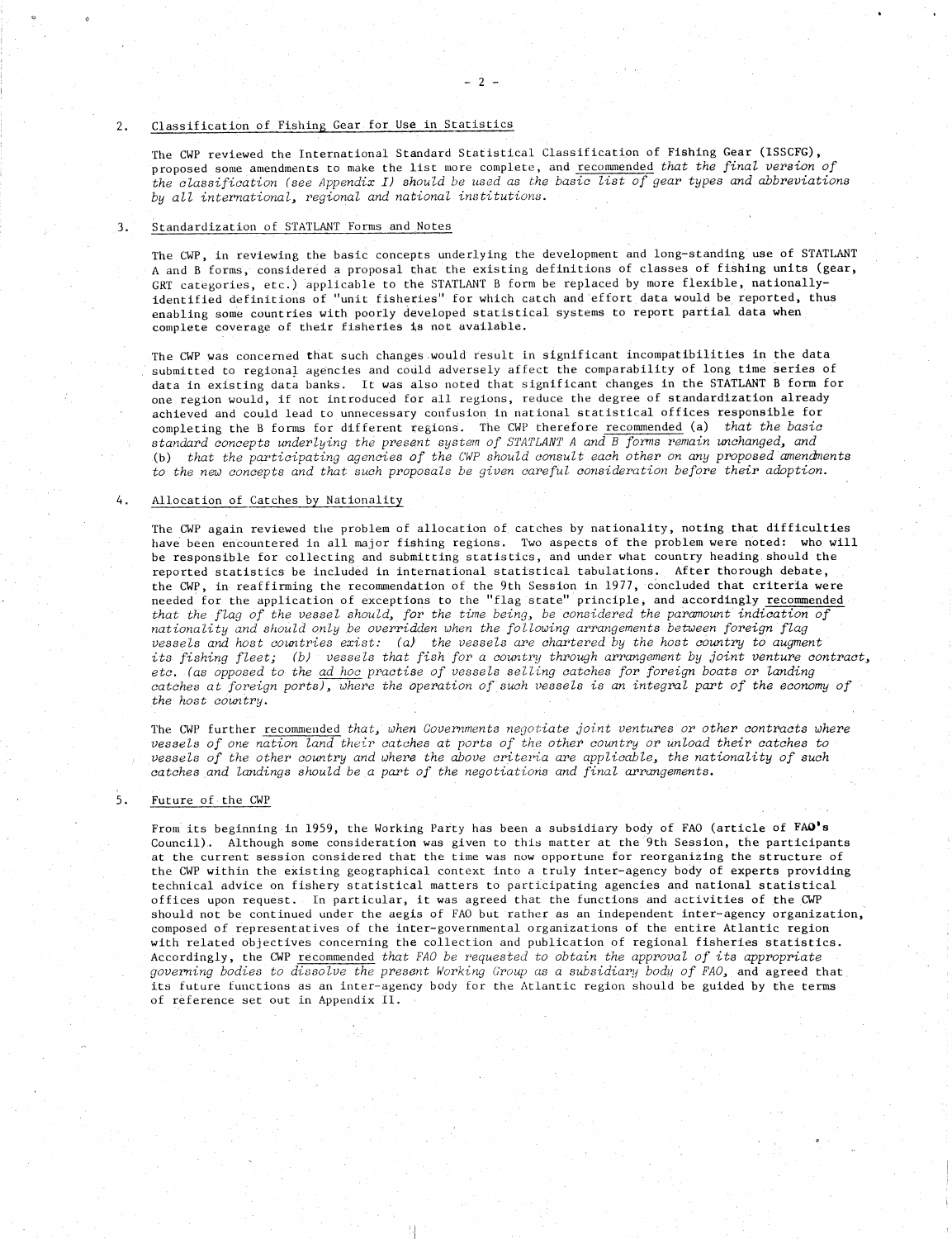## 2. Classification of Fishing Gear for Use in Statistics

The CWP reviewed the International Standard Statistical Classification of Fishing Gear (ISSCFG), proposed some amendments to make the list more complete, and recommended *that the final version of the classification (see Appendix I) should be used as the basic list of gear types and abbreviations by all international, regional and national institutions.*

## 3. Standardization of STATLANT Forms and Notes

The CWP, in reviewing the basic concepts underlying the development and long-standing use of STATLANT A and B forms, considered a proposal that the existing definitions of classes of fishing units (gear, GRT categories, etc.) applicable to the STATLANT B form be replaced by more flexible, nationally-identified definitions of "unit fisheries" for which catch and effort data would be reported, thus enabling some countries with poorly developed statistical systems to report partial data when complete coverage of their fisheries is not available.

The CWP was concerned that such changes would result in significant incompatibilities in the data submitted to regional agencies and could adversely affect the comparability of long time series of data in existing data banks. It was also noted that significant changes in the STATLANT B form for one region would, if not introduced for all regions, reduce the degree of standardization already achieved and could lead to unnecessary confusion in national statistical offices responsible for completing the B forms for different regions. The CWP therefore recommended (a) *that the basic standard concepts underlying the present system of STATLANT A and B forms remain unchanged, and* (b) *that the participating agencies of the CWP should consult each other on any proposed amendments to the new concepts and that such proposals be given careful consideration before their adoption.*

## 4. Allocation of Catches by Nationality

The CWP again reviewed the problem of allocation of catches by nationality, noting that difficulties have been encountered in all major fishing regions. Two aspects of the problem were noted: who will be responsible for collecting and submitting statistics, and under what country heading should the reported statistics be included in international statistical tabulations. After thorough debate, the CWP, in reaffirming the recommendation of the 9th Session in 1977, concluded that criteria were needed for the application of exceptions to the "flag state" principle, and accordingly recommended *that the flag of the vessel should, for the time being, be considered the paramount indication of nationality and should only be overridden when the following arrangements between foreign flag vessels and host countries exist: (a) the vessels are chartered by the host country to augment its fishing fleet; (b) vessels that fish for a country through arrangement by joint venture contract, etc. (as opposed to the ad hoc practise of vessels selling catches for foreign boats or landing catches at foreign ports), where the operation of such vessels is an integral part of the economy of the host country.*

The CWP further recommended *that, when Governments negotiate joint ventures or other contracts where vessels of one nation land their catches at ports of the other country or unload their catches to vessels of the other country and where the above criteria are applicable, the nationality of such catches and landings should be a part of the negotiations and final arrangements.*

## 5. Future of the CWP

From its beginning in 1959, the Working Party has been a subsidiary body of FAO (article of FAO's Council). Although some consideration was given to this matter at the 9th Session, the participants at the current session considered that the time was now opportune for reorganizing the structure of the CWP within the existing geographical context into a truly inter-agency body of experts providing technical advice on fishery statistical matters to participating agencies and national statistical offices upon request. In particular, it was agreed that the functions and activities of the CWP should not be continued under the aegis of FAO but rather as an independent inter-agency organization, composed of representatives of the inter-governmental organizations of the entire Atlantic region with related objectives concerning the collection and publication of regional fisheries statistics. Accordingly, the CWP recommended *that FAO be requested to obtain the approval of its appropriate governing bodies to dissolve the present Working Group as a subsidiary body of FAO,* and agreed that its future functions as an inter-agency body for the Atlantic region should be guided by the terms of reference set out in Appendix II.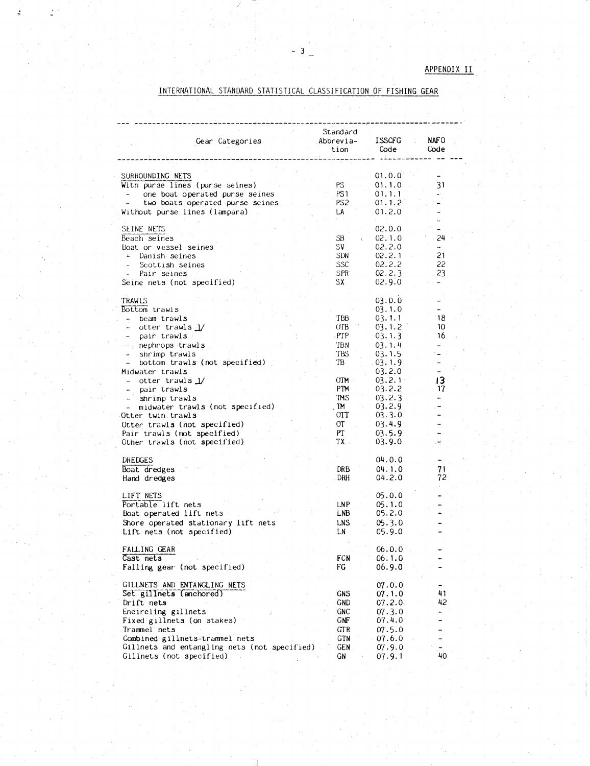APPENDIX II

## INTERNATIONAL STANDARD STATISTICAL CLASSIFICATION OF FISHING GEAR

| Gear Categories | Standard Abbrevia-tion | ISSCFG Code | NAFO Code |
|---|---|---|---|
| SURROUNDING NETS | | 01.0.0 | - |
| With purse lines (purse seines) | PS | 01.1.0 | 31 |
| - one boat operated purse seines | PS1 | 01.1.1 | - |
| - two boats operated purse seines | PS2 | 01.1.2 | - |
| Without purse lines (lampara) | LA | 01.2.0 | - |
| SEINE NETS | | 02.0.0 | - |
| Beach seines | SB | 02.1.0 | 24 |
| Boat or vessel seines | SV | 02.2.0 | - |
| - Danish seines | SDN | 02.2.1 | 21 |
| - Scottish seines | SSC | 02.2.2 | 22 |
| - Pair seines | SPR | 02.2.3 | 23 |
| Seine nets (not specified) | SX | 02.9.0 | - |
| TRAWLS | | 03.0.0 | - |
| Bottom trawls | | 03.1.0 | - |
| - beam trawls | TBB | 03.1.1 | 18 |
| - otter trawls 1/ | OTB | 03.1.2 | 10 |
| - pair trawls | PTP | 03.1.3 | 16 |
| - nephrops trawls | TBN | 03.1.4 | - |
| - shrimp trawls | TBS | 03.1.5 | - |
| - bottom trawls (not specified) | TB | 03.1.9 | - |
| Midwater trawls | | 03.2.0 | - |
| - otter trawls 1/ | OTM | 03.2.1 | 13 |
| - pair trawls | PTM | 03.2.2 | 17 |
| - shrimp trawls | TMS | 03.2.3 | - |
| - midwater trawls (not specified) | TM | 03.2.9 | - |
| Otter twin trawls | OTT | 03.3.0 | - |
| Otter trawls (not specified) | OT | 03.4.9 | - |
| Pair trawls (not specified) | PT | 03.5.9 | - |
| Other trawls (not specified) | TX | 03.9.0 | - |
| DREDGES | | 04.0.0 | - |
| Boat dredges | DRB | 04.1.0 | 71 |
| Hand dredges | DRH | 04.2.0 | 72 |
| LIFT NETS | | 05.0.0 | - |
| Portable lift nets | LNP | 05.1.0 | - |
| Boat operated lift nets | LNB | 05.2.0 | - |
| Shore operated stationary lift nets | LNS | 05.3.0 | - |
| Lift nets (not specified) | LN | 05.9.0 | - |
| FALLING GEAR | | 06.0.0 | - |
| Cast nets | FCN | 06.1.0 | - |
| Falling gear (not specified) | FG | 06.9.0 | - |
| GILLNETS AND ENTANGLING NETS | | 07.0.0 | - |
| Set gillnets (anchored) | GNS | 07.1.0 | 41 |
| Drift nets | GND | 07.2.0 | 42 |
| Encircling gillnets | GNC | 07.3.0 | - |
| Fixed gillnets (on stakes) | GNF | 07.4.0 | - |
| Trammel nets | GTR | 07.5.0 | - |
| Combined gillnets-trammel nets | GTN | 07.6.0 | - |
| Gillnets and entangling nets (not specified) | GEN | 07.9.0 | - |
| Gillnets (not specified) | GN | 07.9.1 | 40 |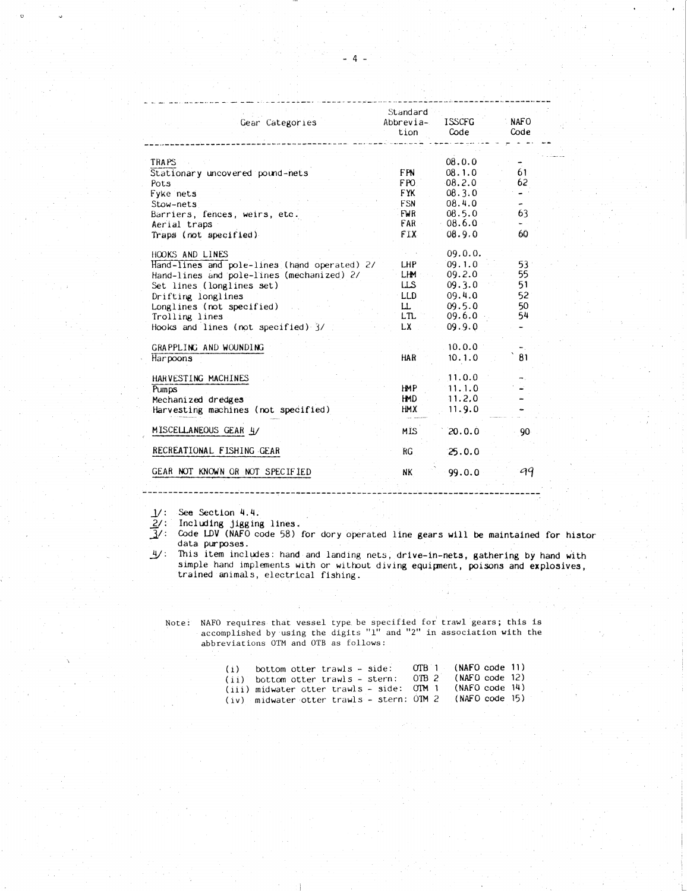| Gear Categories | Standard Abbrevia-tion | ISSCFG Code | NAFO Code |
|---|---|---|---|
| TRAPS | | 08.0.0 | - |
| Stationary uncovered pound-nets | FPN | 08.1.0 | 61 |
| Pots | FPO | 08.2.0 | 62 |
| Fyke nets | FYK | 08.3.0 | - |
| Stow-nets | FSN | 08.4.0 | - |
| Barriers, fences, weirs, etc. | FWR | 08.5.0 | 63 |
| Aerial traps | FAR | 08.6.0 | - |
| Traps (not specified) | FIX | 08.9.0 | 60 |
| HOOKS AND LINES | | 09.0.0. | |
| Hand-lines and pole-lines (hand operated) 2/ | LHP | 09.1.0 | 53 |
| Hand-lines and pole-lines (mechanized) 2/ | LHM | 09.2.0 | 55 |
| Set lines (longlines set) | LLS | 09.3.0 | 51 |
| Drifting longlines | LLD | 09.4.0 | 52 |
| Longlines (not specified) | LL | 09.5.0 | 50 |
| Trolling lines | LTL | 09.6.0 | 54 |
| Hooks and lines (not specified) 3/ | LX | 09.9.0 | - |
| GRAPPLING AND WOUNDING | | 10.0.0 | - |
| Harpoons | HAR | 10.1.0 | 81 |
| HARVESTING MACHINES | | 11.0.0 | - |
| Pumps | HMP | 11.1.0 | - |
| Mechanized dredges | HMD | 11.2.0 | - |
| Harvesting machines (not specified) | HMX | 11.9.0 | - |
| MISCELLANEOUS GEAR 4/ | MIS | 20.0.0 | 90 |
| RECREATIONAL FISHING GEAR | RG | 25.0.0 | |
| GEAR NOT KNOWN OR NOT SPECIFIED | NK | 99.0.0 | 99 |

1/: See Section 4.4.
2/: Including jigging lines.
3/: Code LDV (NAFO code 58) for dory operated line gears will be maintained for histor data purposes.
4/: This item includes: hand and landing nets, drive-in-nets, gathering by hand with simple hand implements with or without diving equipment, poisons and explosives, trained animals, electrical fishing.

Note: NAFO requires that vessel type be specified for trawl gears; this is accomplished by using the digits "1" and "2" in association with the abbreviations OTM and OTB as follows:

(i) bottom otter trawls - side: OTB 1 (NAFO code 11)
(ii) bottom otter trawls - stern: OTB 2 (NAFO code 12)
(iii) midwater otter trawls - side: OTM 1 (NAFO code 14)
(iv) midwater otter trawls - stern: OTM 2 (NAFO code 15)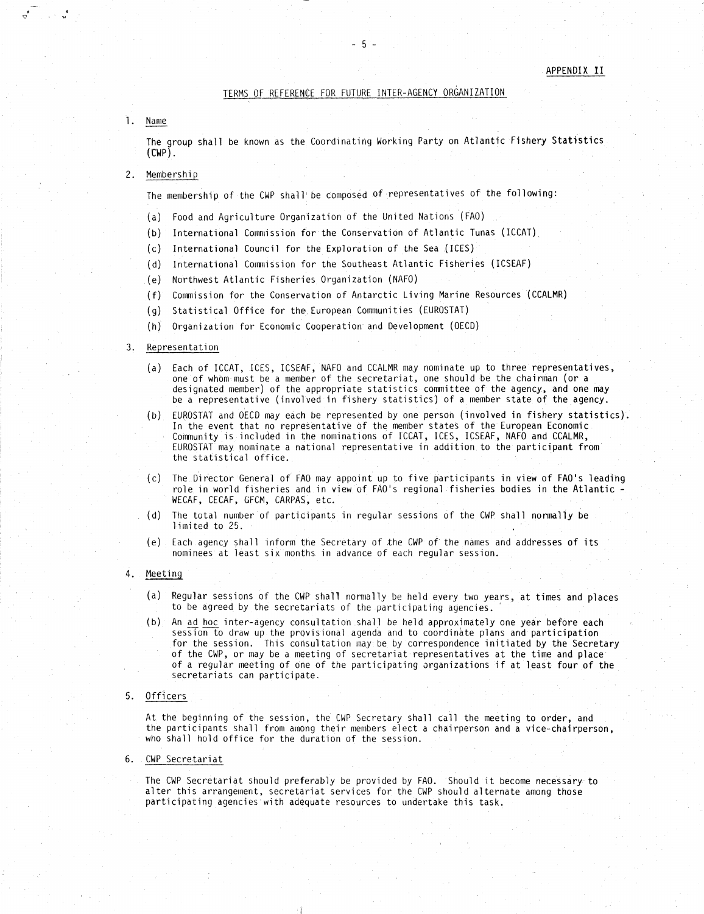APPENDIX II

## TERMS OF REFERENCE FOR FUTURE INTER-AGENCY ORGANIZATION

1. Name

   The group shall be known as the Coordinating Working Party on Atlantic Fishery Statistics (CWP).

2. Membership

   The membership of the CWP shall be composed of representatives of the following:

   (a) Food and Agriculture Organization of the United Nations (FAO)

   (b) International Commission for the Conservation of Atlantic Tunas (ICCAT)

   (c) International Council for the Exploration of the Sea (ICES)

   (d) International Commission for the Southeast Atlantic Fisheries (ICSEAF)

   (e) Northwest Atlantic Fisheries Organization (NAFO)

   (f) Commission for the Conservation of Antarctic Living Marine Resources (CCALMR)

   (g) Statistical Office for the European Communities (EUROSTAT)

   (h) Organization for Economic Cooperation and Development (OECD)

3. Representation

   (a) Each of ICCAT, ICES, ICSEAF, NAFO and CCALMR may nominate up to three representatives, one of whom must be a member of the secretariat, one should be the chairman (or a designated member) of the appropriate statistics committee of the agency, and one may be a representative (involved in fishery statistics) of a member state of the agency.

   (b) EUROSTAT and OECD may each be represented by one person (involved in fishery statistics). In the event that no representative of the member states of the European Economic Community is included in the nominations of ICCAT, ICES, ICSEAF, NAFO and CCALMR, EUROSTAT may nominate a national representative in addition to the participant from the statistical office.

   (c) The Director General of FAO may appoint up to five participants in view of FAO's leading role in world fisheries and in view of FAO's regional fisheries bodies in the Atlantic - WECAF, CECAF, GFCM, CARPAS, etc.

   (d) The total number of participants in regular sessions of the CWP shall normally be limited to 25.

   (e) Each agency shall inform the Secretary of the CWP of the names and addresses of its nominees at least six months in advance of each regular session.

4. Meeting

   (a) Regular sessions of the CWP shall normally be held every two years, at times and places to be agreed by the secretariats of the participating agencies.

   (b) An *ad hoc* inter-agency consultation shall be held approximately one year before each session to draw up the provisional agenda and to coordinate plans and participation for the session. This consultation may be by correspondence initiated by the Secretary of the CWP, or may be a meeting of secretariat representatives at the time and place of a regular meeting of one of the participating organizations if at least four of the secretariats can participate.

5. Officers

   At the beginning of the session, the CWP Secretary shall call the meeting to order, and the participants shall from among their members elect a chairperson and a vice-chairperson, who shall hold office for the duration of the session.

6. CWP Secretariat

   The CWP Secretariat should preferably be provided by FAO. Should it become necessary to alter this arrangement, secretariat services for the CWP should alternate among those participating agencies with adequate resources to undertake this task.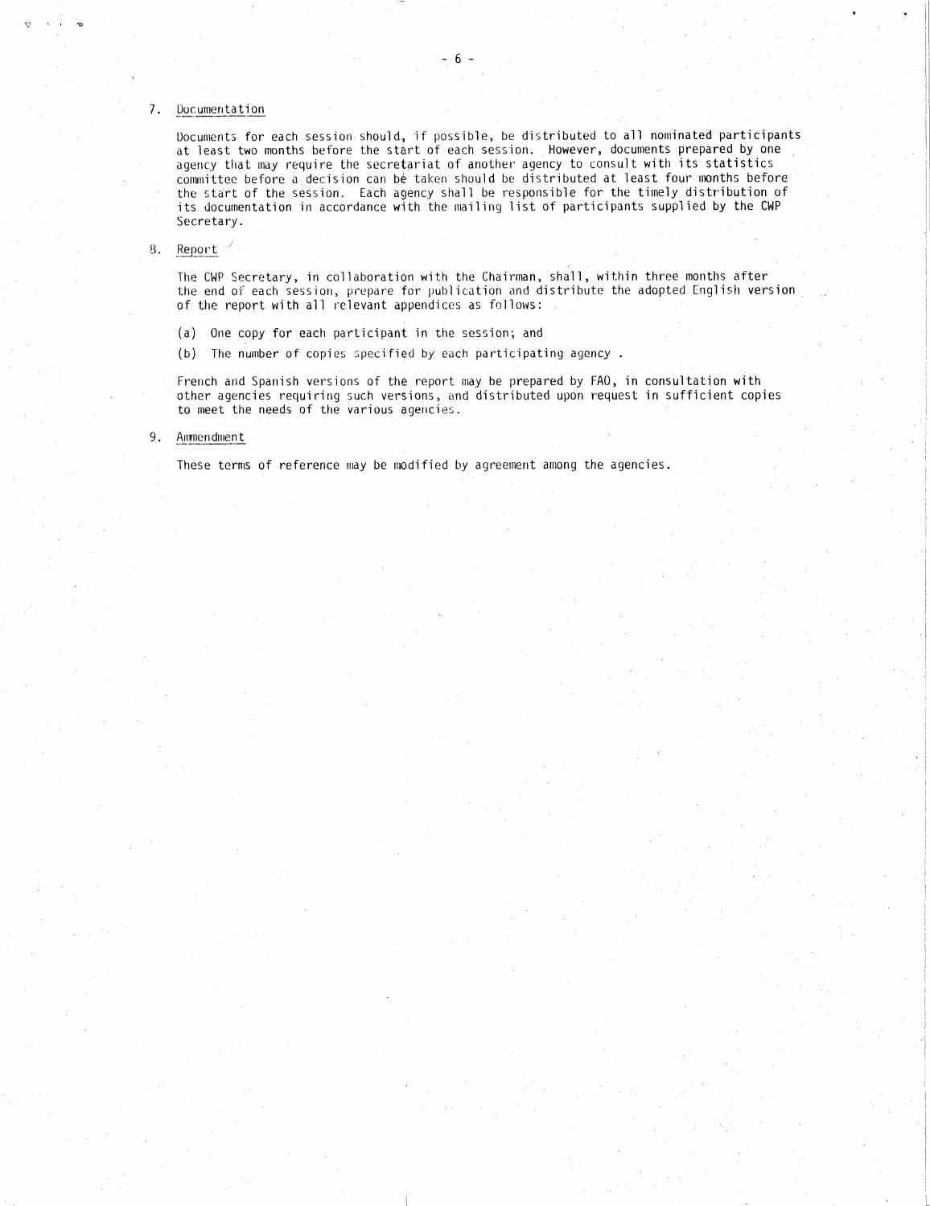7. Documentation

Documents for each session should, if possible, be distributed to all nominated participants at least two months before the start of each session. However, documents prepared by one agency that may require the secretariat of another agency to consult with its statistics committee before a decision can be taken should be distributed at least four months before the start of the session. Each agency shall be responsible for the timely distribution of its documentation in accordance with the mailing list of participants supplied by the CWP Secretary.

8. Report

The CWP Secretary, in collaboration with the Chairman, shall, within three months after the end of each session, prepare for publication and distribute the adopted English version of the report with all relevant appendices as follows:

(a) One copy for each participant in the session; and

(b) The number of copies specified by each participating agency .

French and Spanish versions of the report may be prepared by FAO, in consultation with other agencies requiring such versions, and distributed upon request in sufficient copies to meet the needs of the various agencies.

9. Ammendment

These terms of reference may be modified by agreement among the agencies.